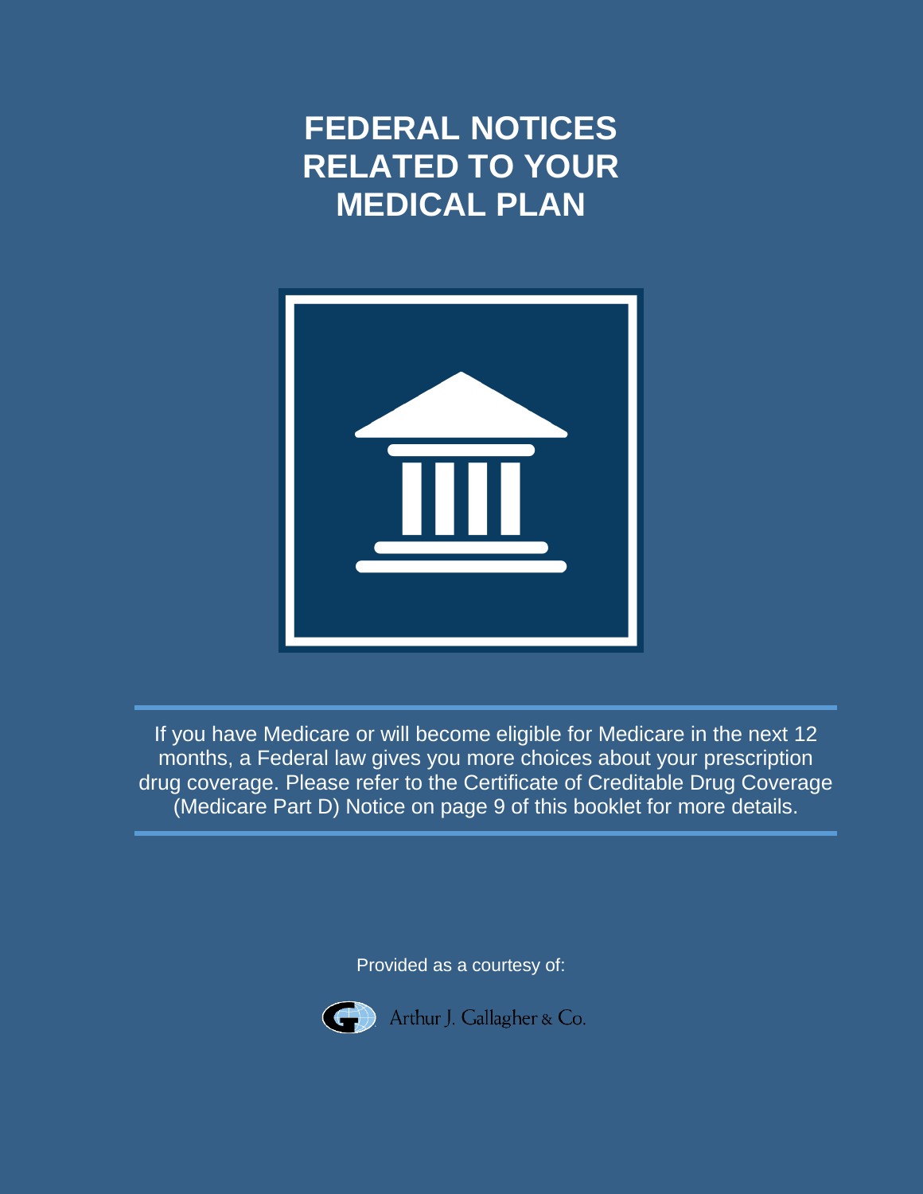# FEDERAL NOTICES RELATED TO YOUR MEDICAL PLAN

If you have Medicare or will become eligible for Medicare in the next 12 months, a Federal law gives you more choices about your prescription drug coverage. Please refer to the Certificate of Creditable Drug Coverage (Medicare Part D) Notice on page 9 of this booklet for more details.

Provided as a courtesy of:

Arthur J. Gallagher & Co.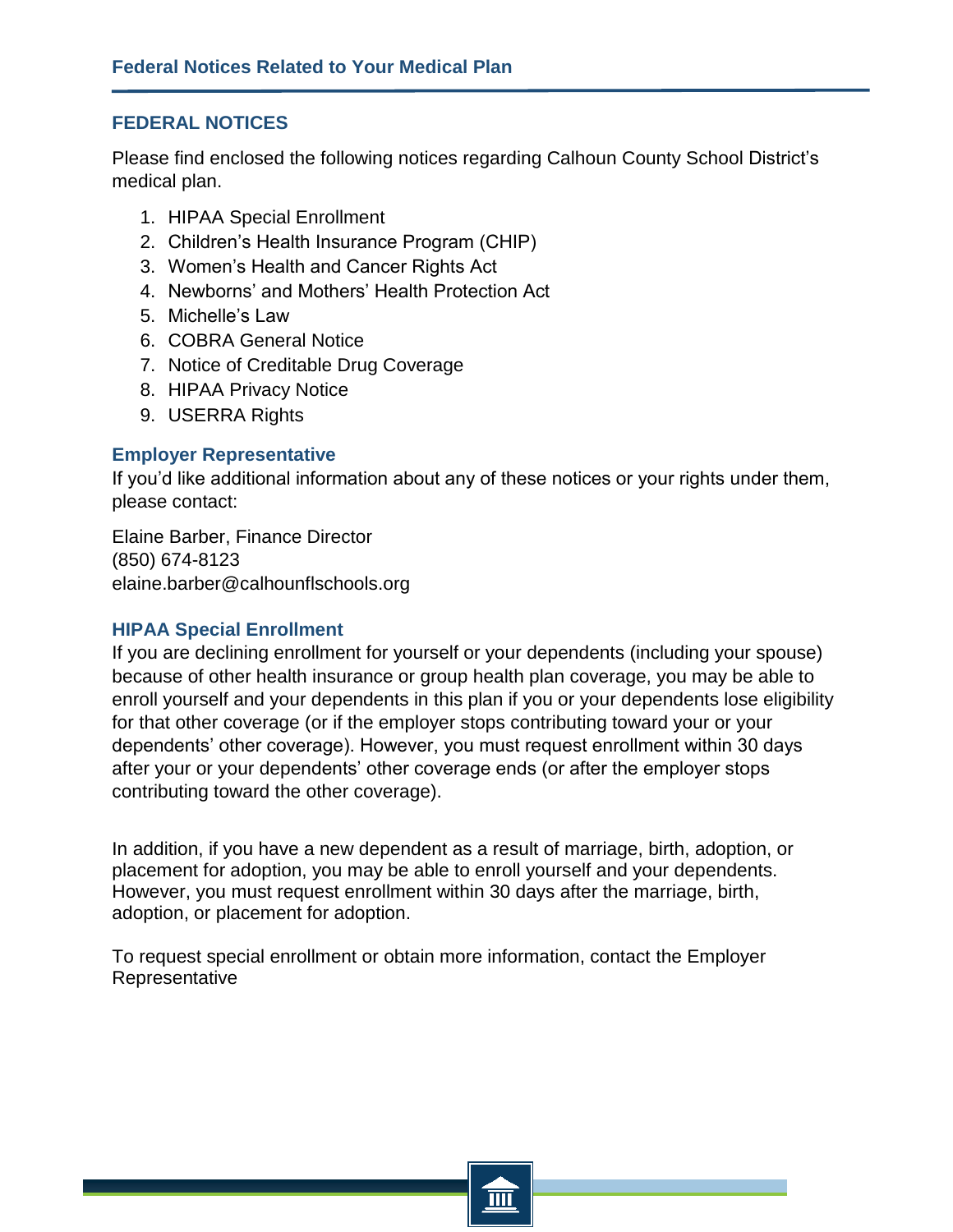## FEDERAL NOTICES

Please find enclosed the following notices regarding Calhoun County School District's medical plan.

1. HIPAA Special Enrollment
2. Children's Health Insurance Program (CHIP)
3. Women's Health and Cancer Rights Act
4. Newborns' and Mothers' Health Protection Act
5. Michelle's Law
6. COBRA General Notice
7. Notice of Creditable Drug Coverage
8. HIPAA Privacy Notice
9. USERRA Rights

### Employer Representative

If you'd like additional information about any of these notices or your rights under them, please contact:

Elaine Barber, Finance Director
(850) 674-8123
elaine.barber@calhounflschools.org

### HIPAA Special Enrollment

If you are declining enrollment for yourself or your dependents (including your spouse) because of other health insurance or group health plan coverage, you may be able to enroll yourself and your dependents in this plan if you or your dependents lose eligibility for that other coverage (or if the employer stops contributing toward your or your dependents' other coverage). However, you must request enrollment within 30 days after your or your dependents' other coverage ends (or after the employer stops contributing toward the other coverage).

In addition, if you have a new dependent as a result of marriage, birth, adoption, or placement for adoption, you may be able to enroll yourself and your dependents. However, you must request enrollment within 30 days after the marriage, birth, adoption, or placement for adoption.

To request special enrollment or obtain more information, contact the Employer Representative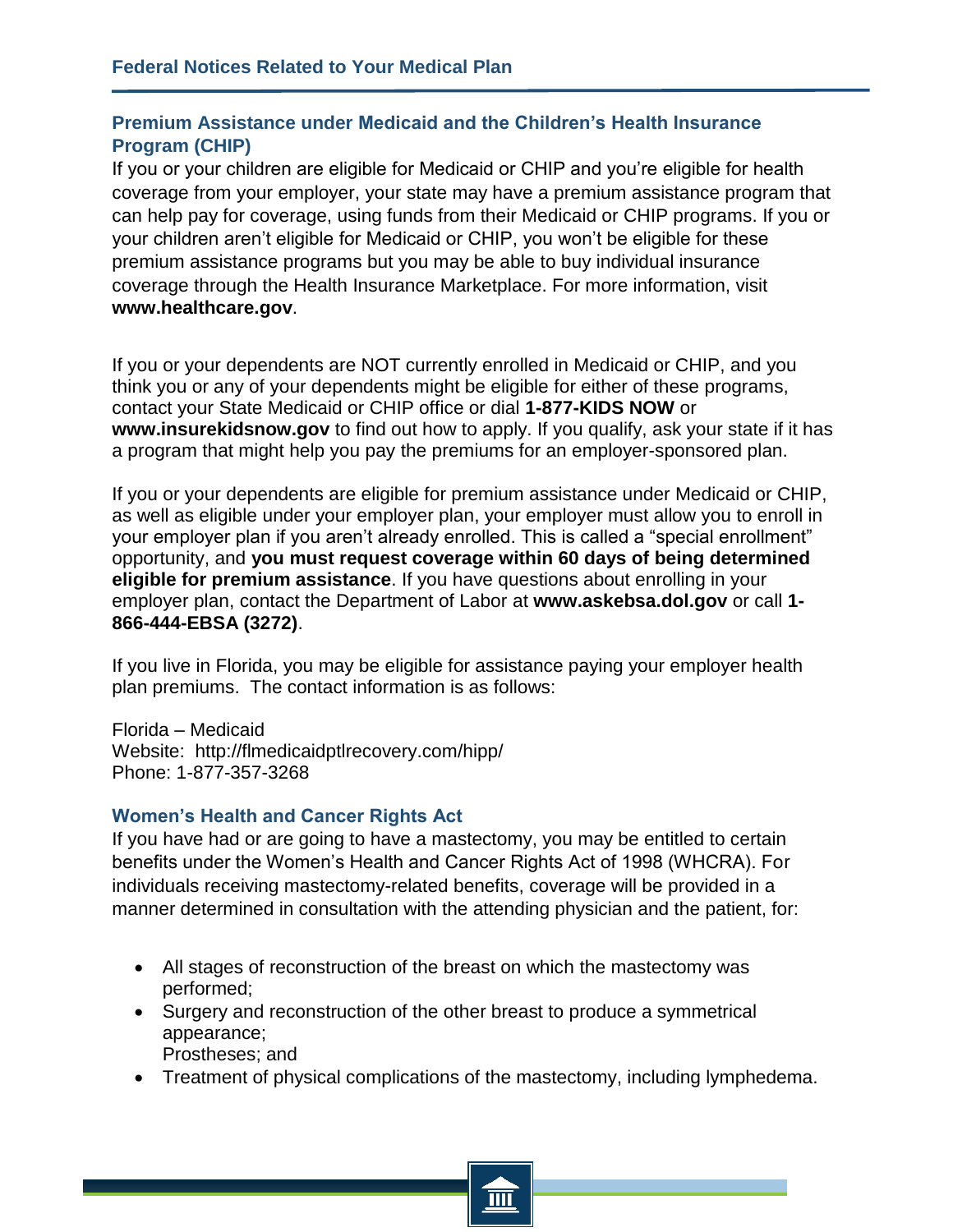## Premium Assistance under Medicaid and the Children's Health Insurance Program (CHIP)

If you or your children are eligible for Medicaid or CHIP and you're eligible for health coverage from your employer, your state may have a premium assistance program that can help pay for coverage, using funds from their Medicaid or CHIP programs. If you or your children aren't eligible for Medicaid or CHIP, you won't be eligible for these premium assistance programs but you may be able to buy individual insurance coverage through the Health Insurance Marketplace. For more information, visit **www.healthcare.gov**.

If you or your dependents are NOT currently enrolled in Medicaid or CHIP, and you think you or any of your dependents might be eligible for either of these programs, contact your State Medicaid or CHIP office or dial **1-877-KIDS NOW** or **www.insurekidsnow.gov** to find out how to apply. If you qualify, ask your state if it has a program that might help you pay the premiums for an employer-sponsored plan.

If you or your dependents are eligible for premium assistance under Medicaid or CHIP, as well as eligible under your employer plan, your employer must allow you to enroll in your employer plan if you aren't already enrolled. This is called a "special enrollment" opportunity, and **you must request coverage within 60 days of being determined eligible for premium assistance**. If you have questions about enrolling in your employer plan, contact the Department of Labor at **www.askebsa.dol.gov** or call **1-866-444-EBSA (3272)**.

If you live in Florida, you may be eligible for assistance paying your employer health plan premiums. The contact information is as follows:

Florida – Medicaid
Website: http://flmedicaidptlrecovery.com/hipp/
Phone: 1-877-357-3268

## Women's Health and Cancer Rights Act

If you have had or are going to have a mastectomy, you may be entitled to certain benefits under the Women's Health and Cancer Rights Act of 1998 (WHCRA). For individuals receiving mastectomy-related benefits, coverage will be provided in a manner determined in consultation with the attending physician and the patient, for:

- All stages of reconstruction of the breast on which the mastectomy was performed;
- Surgery and reconstruction of the other breast to produce a symmetrical appearance;
  Prostheses; and
- Treatment of physical complications of the mastectomy, including lymphedema.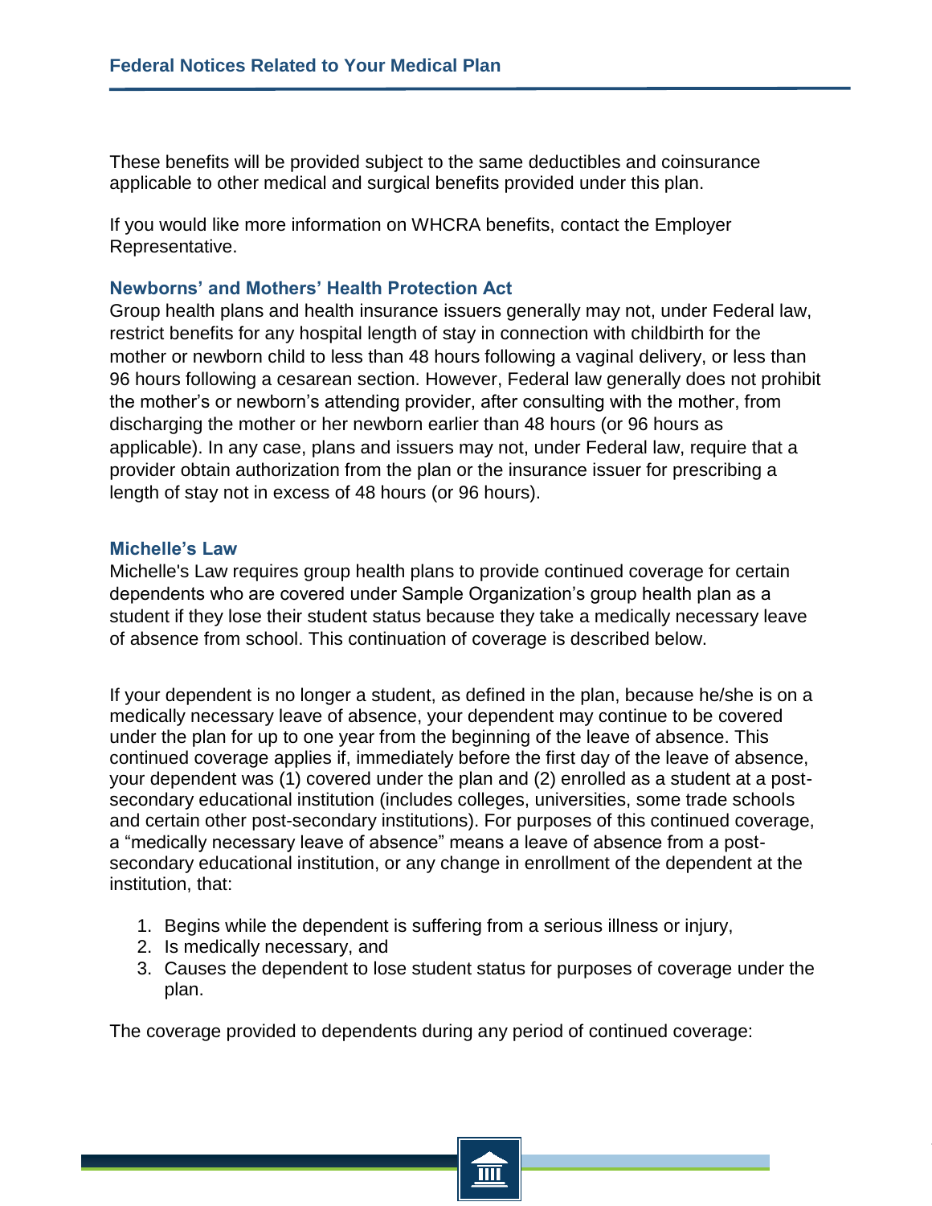These benefits will be provided subject to the same deductibles and coinsurance applicable to other medical and surgical benefits provided under this plan.

If you would like more information on WHCRA benefits, contact the Employer Representative.

### Newborns' and Mothers' Health Protection Act

Group health plans and health insurance issuers generally may not, under Federal law, restrict benefits for any hospital length of stay in connection with childbirth for the mother or newborn child to less than 48 hours following a vaginal delivery, or less than 96 hours following a cesarean section. However, Federal law generally does not prohibit the mother's or newborn's attending provider, after consulting with the mother, from discharging the mother or her newborn earlier than 48 hours (or 96 hours as applicable). In any case, plans and issuers may not, under Federal law, require that a provider obtain authorization from the plan or the insurance issuer for prescribing a length of stay not in excess of 48 hours (or 96 hours).

### Michelle's Law

Michelle's Law requires group health plans to provide continued coverage for certain dependents who are covered under Sample Organization's group health plan as a student if they lose their student status because they take a medically necessary leave of absence from school. This continuation of coverage is described below.

If your dependent is no longer a student, as defined in the plan, because he/she is on a medically necessary leave of absence, your dependent may continue to be covered under the plan for up to one year from the beginning of the leave of absence. This continued coverage applies if, immediately before the first day of the leave of absence, your dependent was (1) covered under the plan and (2) enrolled as a student at a post-secondary educational institution (includes colleges, universities, some trade schools and certain other post-secondary institutions). For purposes of this continued coverage, a "medically necessary leave of absence" means a leave of absence from a post-secondary educational institution, or any change in enrollment of the dependent at the institution, that:

1. Begins while the dependent is suffering from a serious illness or injury,
2. Is medically necessary, and
3. Causes the dependent to lose student status for purposes of coverage under the plan.

The coverage provided to dependents during any period of continued coverage: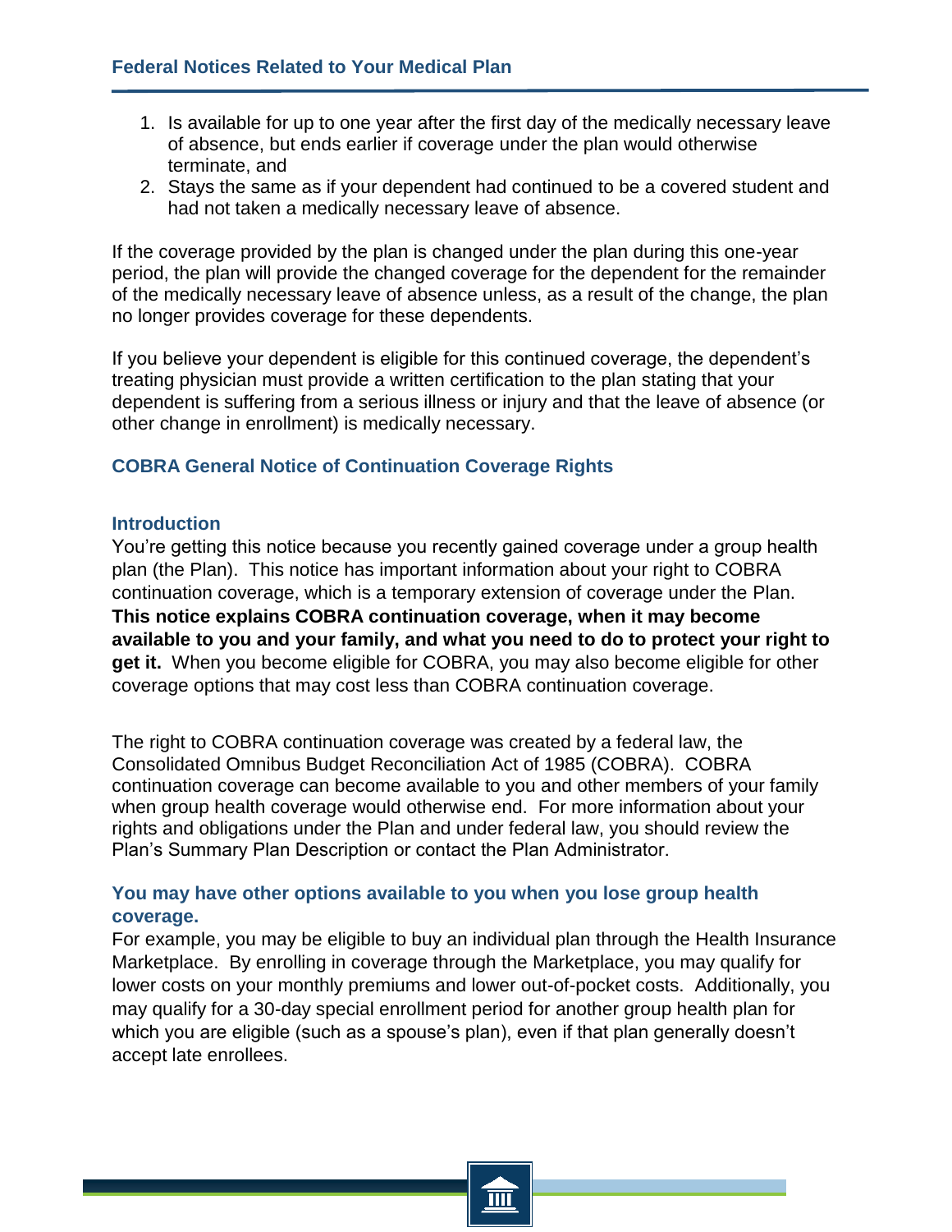1. Is available for up to one year after the first day of the medically necessary leave of absence, but ends earlier if coverage under the plan would otherwise terminate, and
2. Stays the same as if your dependent had continued to be a covered student and had not taken a medically necessary leave of absence.

If the coverage provided by the plan is changed under the plan during this one-year period, the plan will provide the changed coverage for the dependent for the remainder of the medically necessary leave of absence unless, as a result of the change, the plan no longer provides coverage for these dependents.

If you believe your dependent is eligible for this continued coverage, the dependent's treating physician must provide a written certification to the plan stating that your dependent is suffering from a serious illness or injury and that the leave of absence (or other change in enrollment) is medically necessary.

## COBRA General Notice of Continuation Coverage Rights

### Introduction

You're getting this notice because you recently gained coverage under a group health plan (the Plan). This notice has important information about your right to COBRA continuation coverage, which is a temporary extension of coverage under the Plan. **This notice explains COBRA continuation coverage, when it may become available to you and your family, and what you need to do to protect your right to get it.** When you become eligible for COBRA, you may also become eligible for other coverage options that may cost less than COBRA continuation coverage.

The right to COBRA continuation coverage was created by a federal law, the Consolidated Omnibus Budget Reconciliation Act of 1985 (COBRA). COBRA continuation coverage can become available to you and other members of your family when group health coverage would otherwise end. For more information about your rights and obligations under the Plan and under federal law, you should review the Plan's Summary Plan Description or contact the Plan Administrator.

### You may have other options available to you when you lose group health coverage.

For example, you may be eligible to buy an individual plan through the Health Insurance Marketplace. By enrolling in coverage through the Marketplace, you may qualify for lower costs on your monthly premiums and lower out-of-pocket costs. Additionally, you may qualify for a 30-day special enrollment period for another group health plan for which you are eligible (such as a spouse's plan), even if that plan generally doesn't accept late enrollees.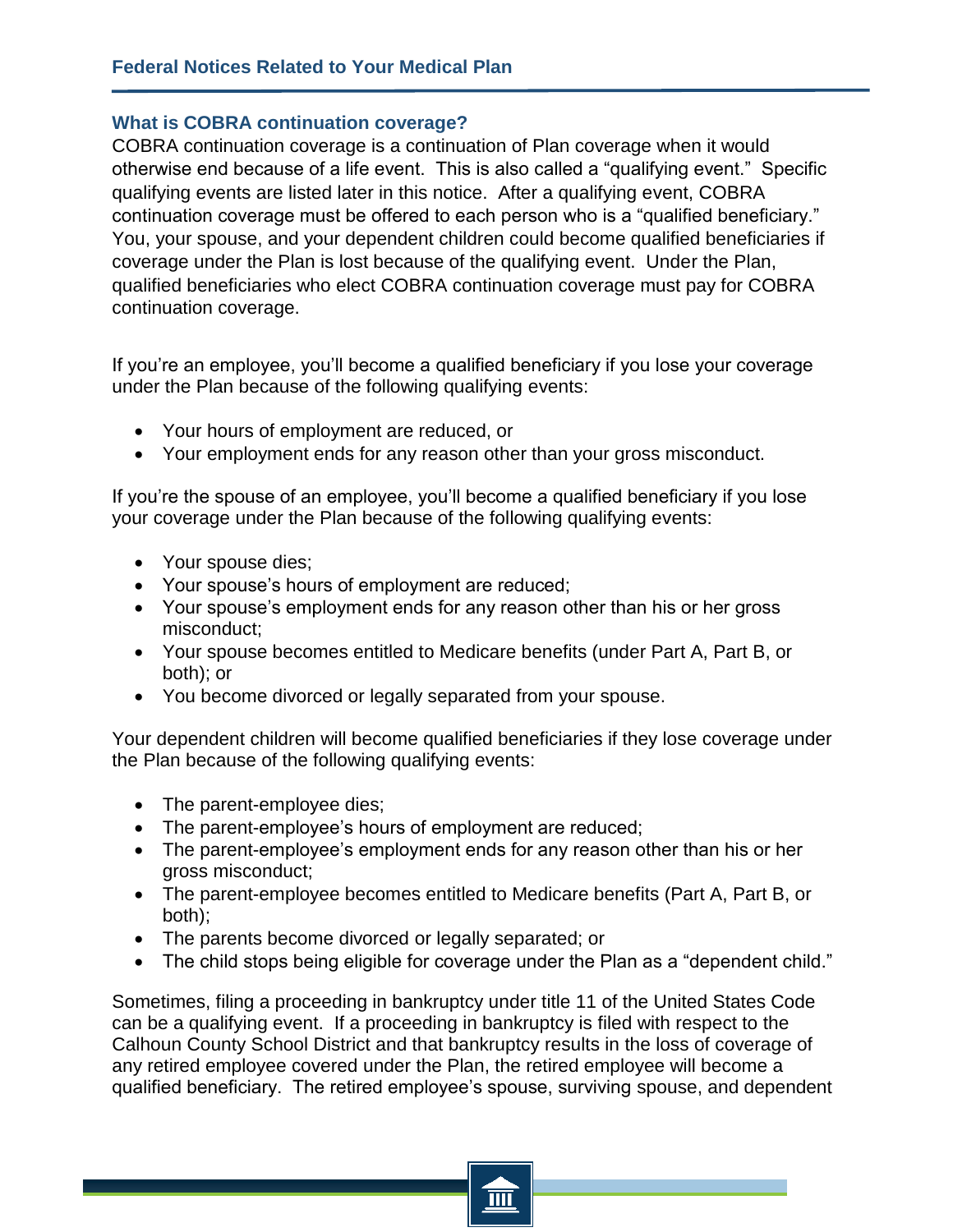### What is COBRA continuation coverage?

COBRA continuation coverage is a continuation of Plan coverage when it would otherwise end because of a life event. This is also called a "qualifying event." Specific qualifying events are listed later in this notice. After a qualifying event, COBRA continuation coverage must be offered to each person who is a "qualified beneficiary." You, your spouse, and your dependent children could become qualified beneficiaries if coverage under the Plan is lost because of the qualifying event. Under the Plan, qualified beneficiaries who elect COBRA continuation coverage must pay for COBRA continuation coverage.

If you're an employee, you'll become a qualified beneficiary if you lose your coverage under the Plan because of the following qualifying events:

- Your hours of employment are reduced, or
- Your employment ends for any reason other than your gross misconduct.

If you're the spouse of an employee, you'll become a qualified beneficiary if you lose your coverage under the Plan because of the following qualifying events:

- Your spouse dies;
- Your spouse's hours of employment are reduced;
- Your spouse's employment ends for any reason other than his or her gross misconduct;
- Your spouse becomes entitled to Medicare benefits (under Part A, Part B, or both); or
- You become divorced or legally separated from your spouse.

Your dependent children will become qualified beneficiaries if they lose coverage under the Plan because of the following qualifying events:

- The parent-employee dies;
- The parent-employee's hours of employment are reduced;
- The parent-employee's employment ends for any reason other than his or her gross misconduct;
- The parent-employee becomes entitled to Medicare benefits (Part A, Part B, or both);
- The parents become divorced or legally separated; or
- The child stops being eligible for coverage under the Plan as a "dependent child."

Sometimes, filing a proceeding in bankruptcy under title 11 of the United States Code can be a qualifying event. If a proceeding in bankruptcy is filed with respect to the Calhoun County School District and that bankruptcy results in the loss of coverage of any retired employee covered under the Plan, the retired employee will become a qualified beneficiary. The retired employee's spouse, surviving spouse, and dependent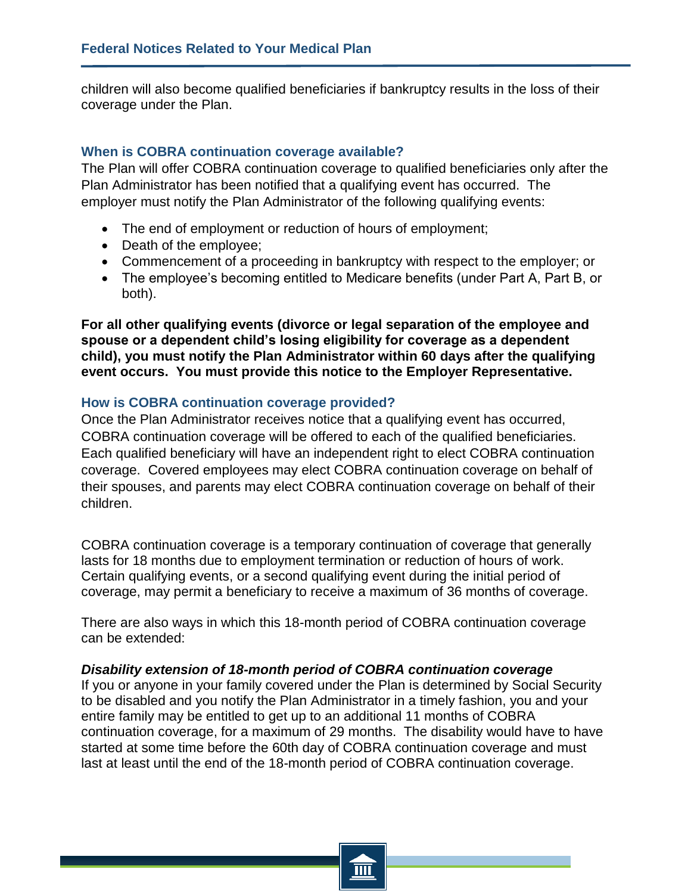children will also become qualified beneficiaries if bankruptcy results in the loss of their coverage under the Plan.

### When is COBRA continuation coverage available?

The Plan will offer COBRA continuation coverage to qualified beneficiaries only after the Plan Administrator has been notified that a qualifying event has occurred. The employer must notify the Plan Administrator of the following qualifying events:

- The end of employment or reduction of hours of employment;
- Death of the employee;
- Commencement of a proceeding in bankruptcy with respect to the employer; or
- The employee's becoming entitled to Medicare benefits (under Part A, Part B, or both).

**For all other qualifying events (divorce or legal separation of the employee and spouse or a dependent child's losing eligibility for coverage as a dependent child), you must notify the Plan Administrator within 60 days after the qualifying event occurs. You must provide this notice to the Employer Representative.**

### How is COBRA continuation coverage provided?

Once the Plan Administrator receives notice that a qualifying event has occurred, COBRA continuation coverage will be offered to each of the qualified beneficiaries. Each qualified beneficiary will have an independent right to elect COBRA continuation coverage. Covered employees may elect COBRA continuation coverage on behalf of their spouses, and parents may elect COBRA continuation coverage on behalf of their children.

COBRA continuation coverage is a temporary continuation of coverage that generally lasts for 18 months due to employment termination or reduction of hours of work. Certain qualifying events, or a second qualifying event during the initial period of coverage, may permit a beneficiary to receive a maximum of 36 months of coverage.

There are also ways in which this 18-month period of COBRA continuation coverage can be extended:

***Disability extension of 18-month period of COBRA continuation coverage***

If you or anyone in your family covered under the Plan is determined by Social Security to be disabled and you notify the Plan Administrator in a timely fashion, you and your entire family may be entitled to get up to an additional 11 months of COBRA continuation coverage, for a maximum of 29 months. The disability would have to have started at some time before the 60th day of COBRA continuation coverage and must last at least until the end of the 18-month period of COBRA continuation coverage.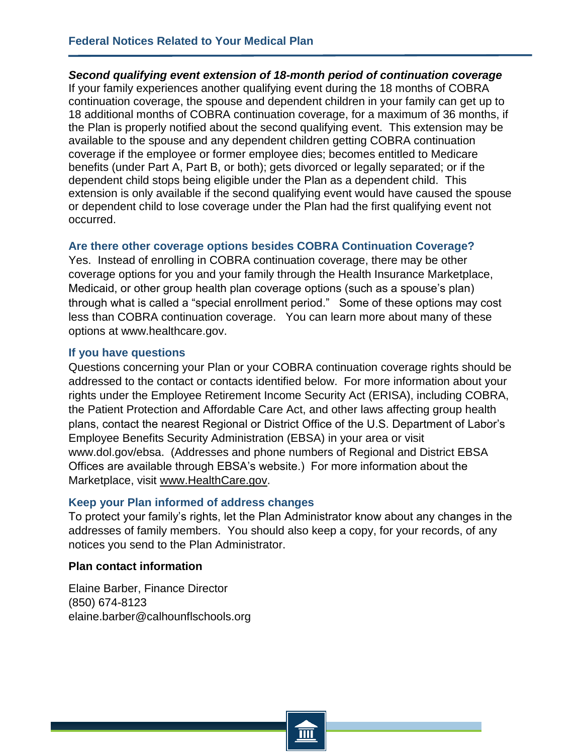***Second qualifying event extension of 18-month period of continuation coverage***
If your family experiences another qualifying event during the 18 months of COBRA continuation coverage, the spouse and dependent children in your family can get up to 18 additional months of COBRA continuation coverage, for a maximum of 36 months, if the Plan is properly notified about the second qualifying event. This extension may be available to the spouse and any dependent children getting COBRA continuation coverage if the employee or former employee dies; becomes entitled to Medicare benefits (under Part A, Part B, or both); gets divorced or legally separated; or if the dependent child stops being eligible under the Plan as a dependent child. This extension is only available if the second qualifying event would have caused the spouse or dependent child to lose coverage under the Plan had the first qualifying event not occurred.

### Are there other coverage options besides COBRA Continuation Coverage?

Yes. Instead of enrolling in COBRA continuation coverage, there may be other coverage options for you and your family through the Health Insurance Marketplace, Medicaid, or other group health plan coverage options (such as a spouse's plan) through what is called a "special enrollment period." Some of these options may cost less than COBRA continuation coverage. You can learn more about many of these options at www.healthcare.gov.

### If you have questions

Questions concerning your Plan or your COBRA continuation coverage rights should be addressed to the contact or contacts identified below. For more information about your rights under the Employee Retirement Income Security Act (ERISA), including COBRA, the Patient Protection and Affordable Care Act, and other laws affecting group health plans, contact the nearest Regional or District Office of the U.S. Department of Labor's Employee Benefits Security Administration (EBSA) in your area or visit www.dol.gov/ebsa. (Addresses and phone numbers of Regional and District EBSA Offices are available through EBSA's website.) For more information about the Marketplace, visit www.HealthCare.gov.

### Keep your Plan informed of address changes

To protect your family's rights, let the Plan Administrator know about any changes in the addresses of family members. You should also keep a copy, for your records, of any notices you send to the Plan Administrator.

**Plan contact information**

Elaine Barber, Finance Director
(850) 674-8123
elaine.barber@calhounflschools.org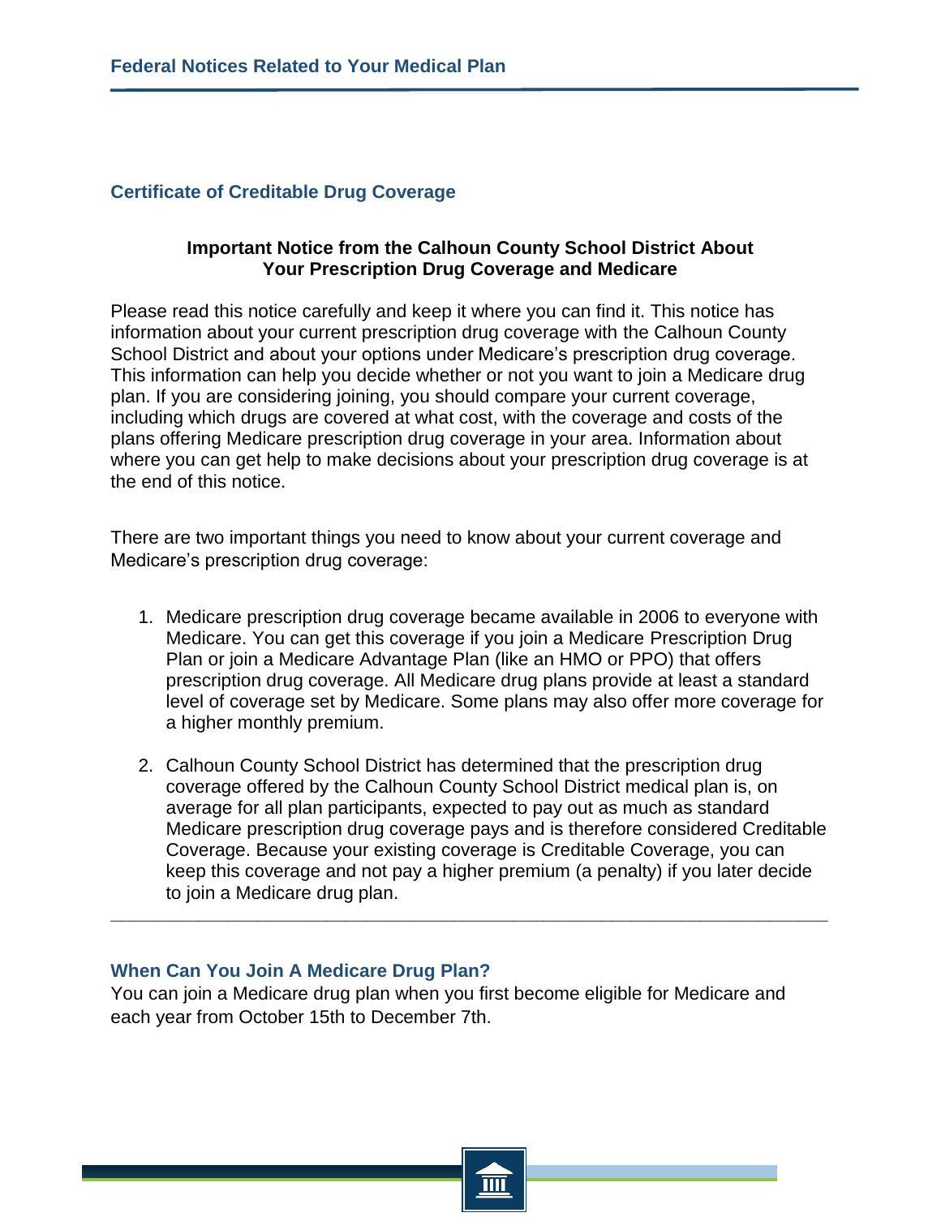## Certificate of Creditable Drug Coverage

**Important Notice from the Calhoun County School District About Your Prescription Drug Coverage and Medicare**

Please read this notice carefully and keep it where you can find it. This notice has information about your current prescription drug coverage with the Calhoun County School District and about your options under Medicare's prescription drug coverage. This information can help you decide whether or not you want to join a Medicare drug plan. If you are considering joining, you should compare your current coverage, including which drugs are covered at what cost, with the coverage and costs of the plans offering Medicare prescription drug coverage in your area. Information about where you can get help to make decisions about your prescription drug coverage is at the end of this notice.

There are two important things you need to know about your current coverage and Medicare's prescription drug coverage:

1. Medicare prescription drug coverage became available in 2006 to everyone with Medicare. You can get this coverage if you join a Medicare Prescription Drug Plan or join a Medicare Advantage Plan (like an HMO or PPO) that offers prescription drug coverage. All Medicare drug plans provide at least a standard level of coverage set by Medicare. Some plans may also offer more coverage for a higher monthly premium.

2. Calhoun County School District has determined that the prescription drug coverage offered by the Calhoun County School District medical plan is, on average for all plan participants, expected to pay out as much as standard Medicare prescription drug coverage pays and is therefore considered Creditable Coverage. Because your existing coverage is Creditable Coverage, you can keep this coverage and not pay a higher premium (a penalty) if you later decide to join a Medicare drug plan.

---

### When Can You Join A Medicare Drug Plan?

You can join a Medicare drug plan when you first become eligible for Medicare and each year from October 15th to December 7th.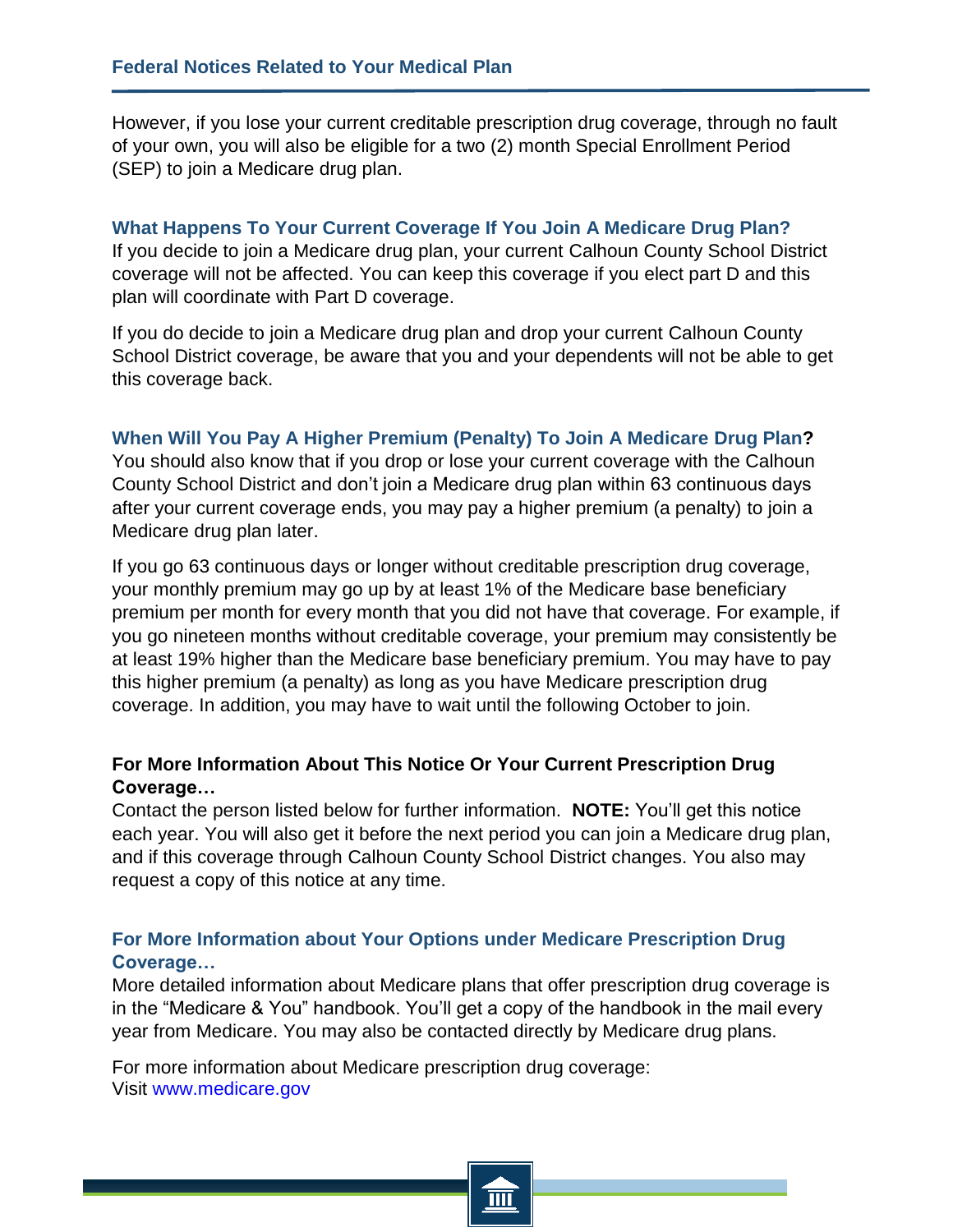However, if you lose your current creditable prescription drug coverage, through no fault of your own, you will also be eligible for a two (2) month Special Enrollment Period (SEP) to join a Medicare drug plan.

### What Happens To Your Current Coverage If You Join A Medicare Drug Plan?

If you decide to join a Medicare drug plan, your current Calhoun County School District coverage will not be affected. You can keep this coverage if you elect part D and this plan will coordinate with Part D coverage.

If you do decide to join a Medicare drug plan and drop your current Calhoun County School District coverage, be aware that you and your dependents will not be able to get this coverage back.

### When Will You Pay A Higher Premium (Penalty) To Join A Medicare Drug Plan?

You should also know that if you drop or lose your current coverage with the Calhoun County School District and don't join a Medicare drug plan within 63 continuous days after your current coverage ends, you may pay a higher premium (a penalty) to join a Medicare drug plan later.

If you go 63 continuous days or longer without creditable prescription drug coverage, your monthly premium may go up by at least 1% of the Medicare base beneficiary premium per month for every month that you did not have that coverage. For example, if you go nineteen months without creditable coverage, your premium may consistently be at least 19% higher than the Medicare base beneficiary premium. You may have to pay this higher premium (a penalty) as long as you have Medicare prescription drug coverage. In addition, you may have to wait until the following October to join.

### For More Information About This Notice Or Your Current Prescription Drug Coverage…

Contact the person listed below for further information. **NOTE:** You'll get this notice each year. You will also get it before the next period you can join a Medicare drug plan, and if this coverage through Calhoun County School District changes. You also may request a copy of this notice at any time.

### For More Information about Your Options under Medicare Prescription Drug Coverage…

More detailed information about Medicare plans that offer prescription drug coverage is in the "Medicare & You" handbook. You'll get a copy of the handbook in the mail every year from Medicare. You may also be contacted directly by Medicare drug plans.

For more information about Medicare prescription drug coverage:
Visit www.medicare.gov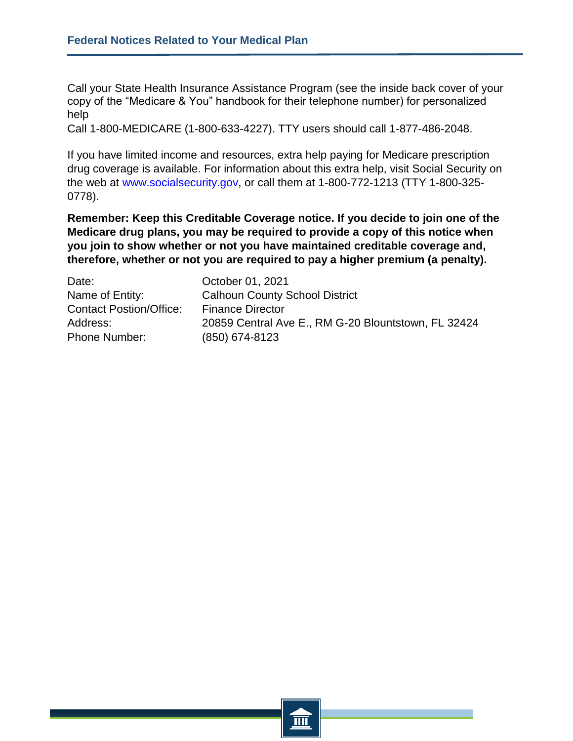Call your State Health Insurance Assistance Program (see the inside back cover of your copy of the “Medicare & You” handbook for their telephone number) for personalized help

Call 1-800-MEDICARE (1-800-633-4227). TTY users should call 1-877-486-2048.

If you have limited income and resources, extra help paying for Medicare prescription drug coverage is available. For information about this extra help, visit Social Security on the web at www.socialsecurity.gov, or call them at 1-800-772-1213 (TTY 1-800-325-0778).

**Remember: Keep this Creditable Coverage notice. If you decide to join one of the Medicare drug plans, you may be required to provide a copy of this notice when you join to show whether or not you have maintained creditable coverage and, therefore, whether or not you are required to pay a higher premium (a penalty).**

| | |
|---|---|
| Date: | October 01, 2021 |
| Name of Entity: | Calhoun County School District |
| Contact Postion/Office: | Finance Director |
| Address: | 20859 Central Ave E., RM G-20 Blountstown, FL 32424 |
| Phone Number: | (850) 674-8123 |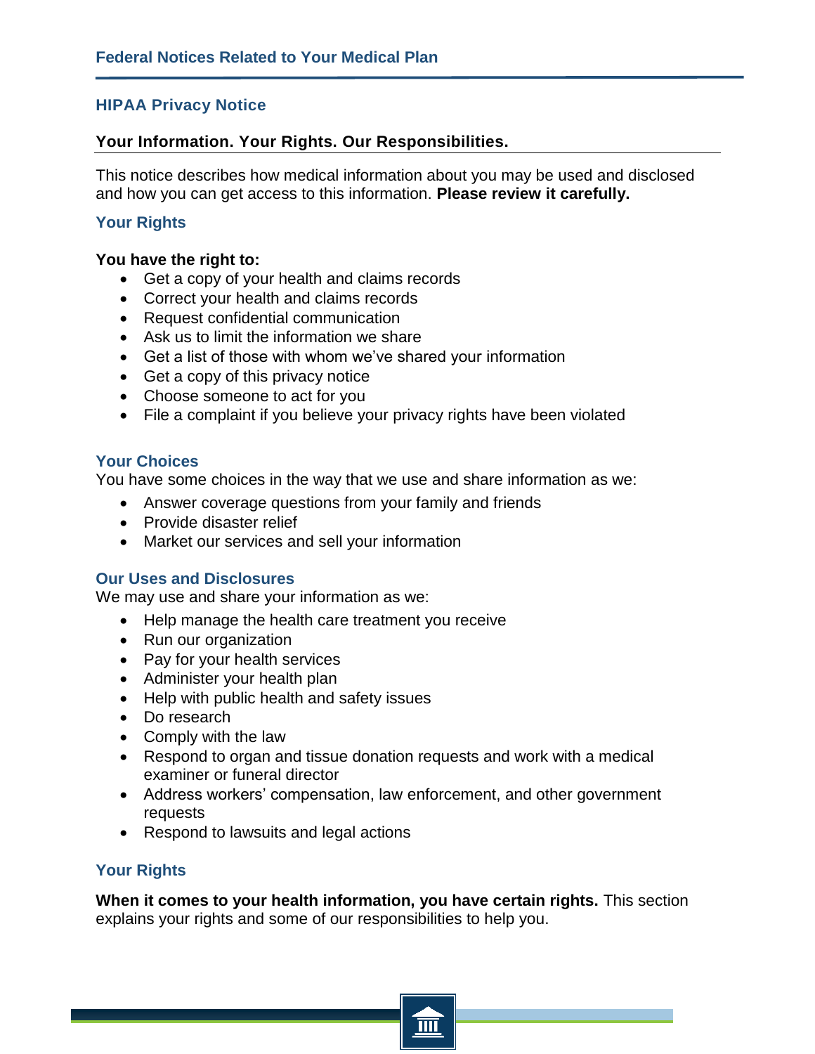## HIPAA Privacy Notice

### Your Information. Your Rights. Our Responsibilities.

This notice describes how medical information about you may be used and disclosed and how you can get access to this information. **Please review it carefully.**

### Your Rights

**You have the right to:**

- Get a copy of your health and claims records
- Correct your health and claims records
- Request confidential communication
- Ask us to limit the information we share
- Get a list of those with whom we've shared your information
- Get a copy of this privacy notice
- Choose someone to act for you
- File a complaint if you believe your privacy rights have been violated

### Your Choices

You have some choices in the way that we use and share information as we:

- Answer coverage questions from your family and friends
- Provide disaster relief
- Market our services and sell your information

### Our Uses and Disclosures

We may use and share your information as we:

- Help manage the health care treatment you receive
- Run our organization
- Pay for your health services
- Administer your health plan
- Help with public health and safety issues
- Do research
- Comply with the law
- Respond to organ and tissue donation requests and work with a medical examiner or funeral director
- Address workers' compensation, law enforcement, and other government requests
- Respond to lawsuits and legal actions

### Your Rights

**When it comes to your health information, you have certain rights.** This section explains your rights and some of our responsibilities to help you.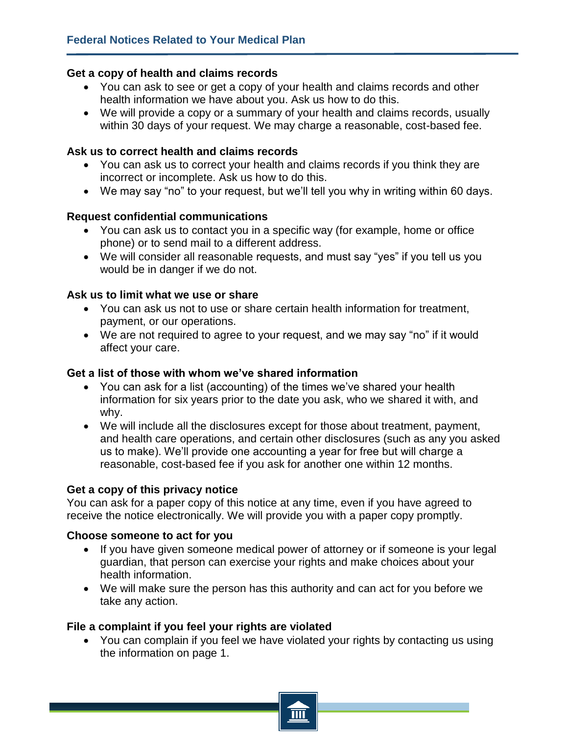#### Get a copy of health and claims records

- You can ask to see or get a copy of your health and claims records and other health information we have about you. Ask us how to do this.
- We will provide a copy or a summary of your health and claims records, usually within 30 days of your request. We may charge a reasonable, cost-based fee.

#### Ask us to correct health and claims records

- You can ask us to correct your health and claims records if you think they are incorrect or incomplete. Ask us how to do this.
- We may say "no" to your request, but we'll tell you why in writing within 60 days.

#### Request confidential communications

- You can ask us to contact you in a specific way (for example, home or office phone) or to send mail to a different address.
- We will consider all reasonable requests, and must say "yes" if you tell us you would be in danger if we do not.

#### Ask us to limit what we use or share

- You can ask us not to use or share certain health information for treatment, payment, or our operations.
- We are not required to agree to your request, and we may say "no" if it would affect your care.

#### Get a list of those with whom we've shared information

- You can ask for a list (accounting) of the times we've shared your health information for six years prior to the date you ask, who we shared it with, and why.
- We will include all the disclosures except for those about treatment, payment, and health care operations, and certain other disclosures (such as any you asked us to make). We'll provide one accounting a year for free but will charge a reasonable, cost-based fee if you ask for another one within 12 months.

#### Get a copy of this privacy notice

You can ask for a paper copy of this notice at any time, even if you have agreed to receive the notice electronically. We will provide you with a paper copy promptly.

#### Choose someone to act for you

- If you have given someone medical power of attorney or if someone is your legal guardian, that person can exercise your rights and make choices about your health information.
- We will make sure the person has this authority and can act for you before we take any action.

#### File a complaint if you feel your rights are violated

- You can complain if you feel we have violated your rights by contacting us using the information on page 1.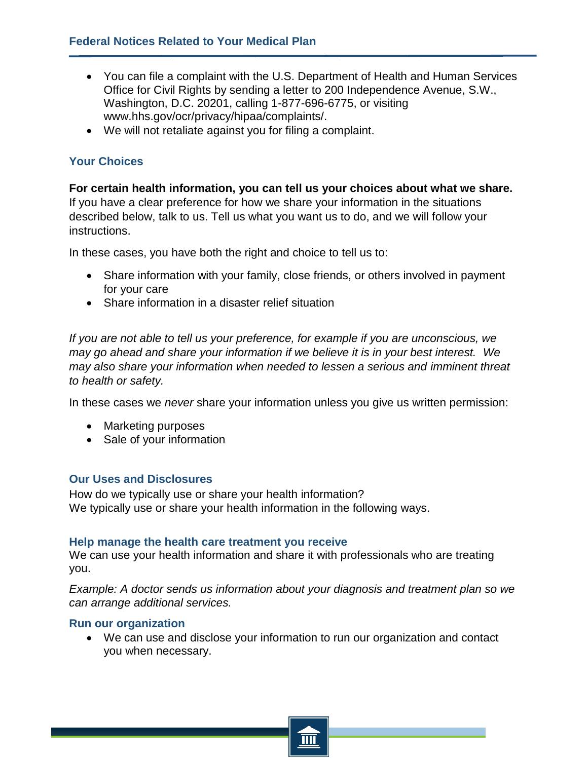- You can file a complaint with the U.S. Department of Health and Human Services Office for Civil Rights by sending a letter to 200 Independence Avenue, S.W., Washington, D.C. 20201, calling 1-877-696-6775, or visiting www.hhs.gov/ocr/privacy/hipaa/complaints/.
- We will not retaliate against you for filing a complaint.

## Your Choices

**For certain health information, you can tell us your choices about what we share.** If you have a clear preference for how we share your information in the situations described below, talk to us. Tell us what you want us to do, and we will follow your instructions.

In these cases, you have both the right and choice to tell us to:

- Share information with your family, close friends, or others involved in payment for your care
- Share information in a disaster relief situation

*If you are not able to tell us your preference, for example if you are unconscious, we may go ahead and share your information if we believe it is in your best interest. We may also share your information when needed to lessen a serious and imminent threat to health or safety.*

In these cases we *never* share your information unless you give us written permission:

- Marketing purposes
- Sale of your information

## Our Uses and Disclosures

How do we typically use or share your health information?
We typically use or share your health information in the following ways.

### Help manage the health care treatment you receive

We can use your health information and share it with professionals who are treating you.

*Example: A doctor sends us information about your diagnosis and treatment plan so we can arrange additional services.*

### Run our organization

- We can use and disclose your information to run our organization and contact you when necessary.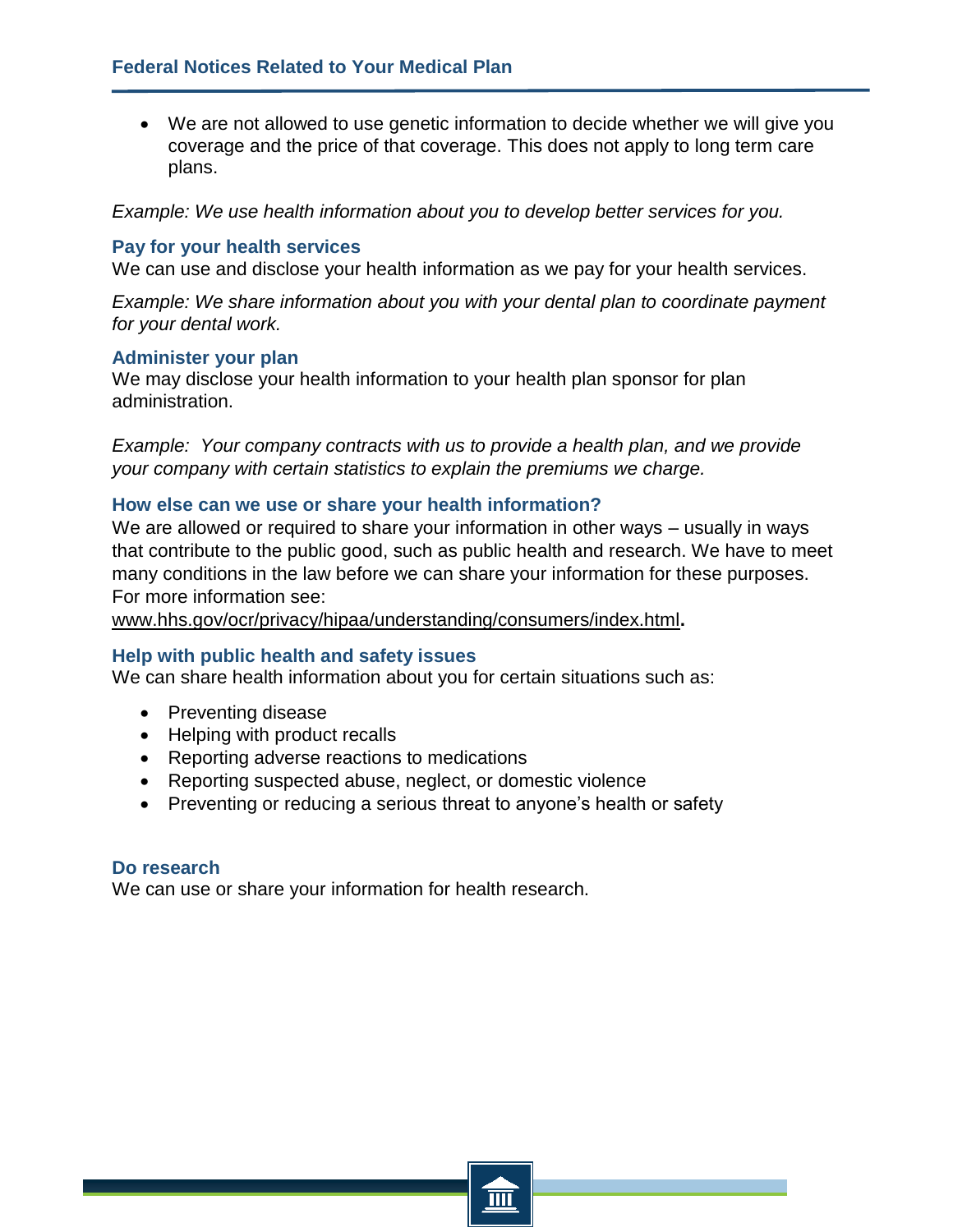- We are not allowed to use genetic information to decide whether we will give you coverage and the price of that coverage. This does not apply to long term care plans.

*Example: We use health information about you to develop better services for you.*

### Pay for your health services

We can use and disclose your health information as we pay for your health services.

*Example: We share information about you with your dental plan to coordinate payment for your dental work.*

### Administer your plan

We may disclose your health information to your health plan sponsor for plan administration.

*Example: Your company contracts with us to provide a health plan, and we provide your company with certain statistics to explain the premiums we charge.*

### How else can we use or share your health information?

We are allowed or required to share your information in other ways – usually in ways that contribute to the public good, such as public health and research. We have to meet many conditions in the law before we can share your information for these purposes. For more information see: www.hhs.gov/ocr/privacy/hipaa/understanding/consumers/index.html.

### Help with public health and safety issues

We can share health information about you for certain situations such as:

- Preventing disease
- Helping with product recalls
- Reporting adverse reactions to medications
- Reporting suspected abuse, neglect, or domestic violence
- Preventing or reducing a serious threat to anyone's health or safety

### Do research

We can use or share your information for health research.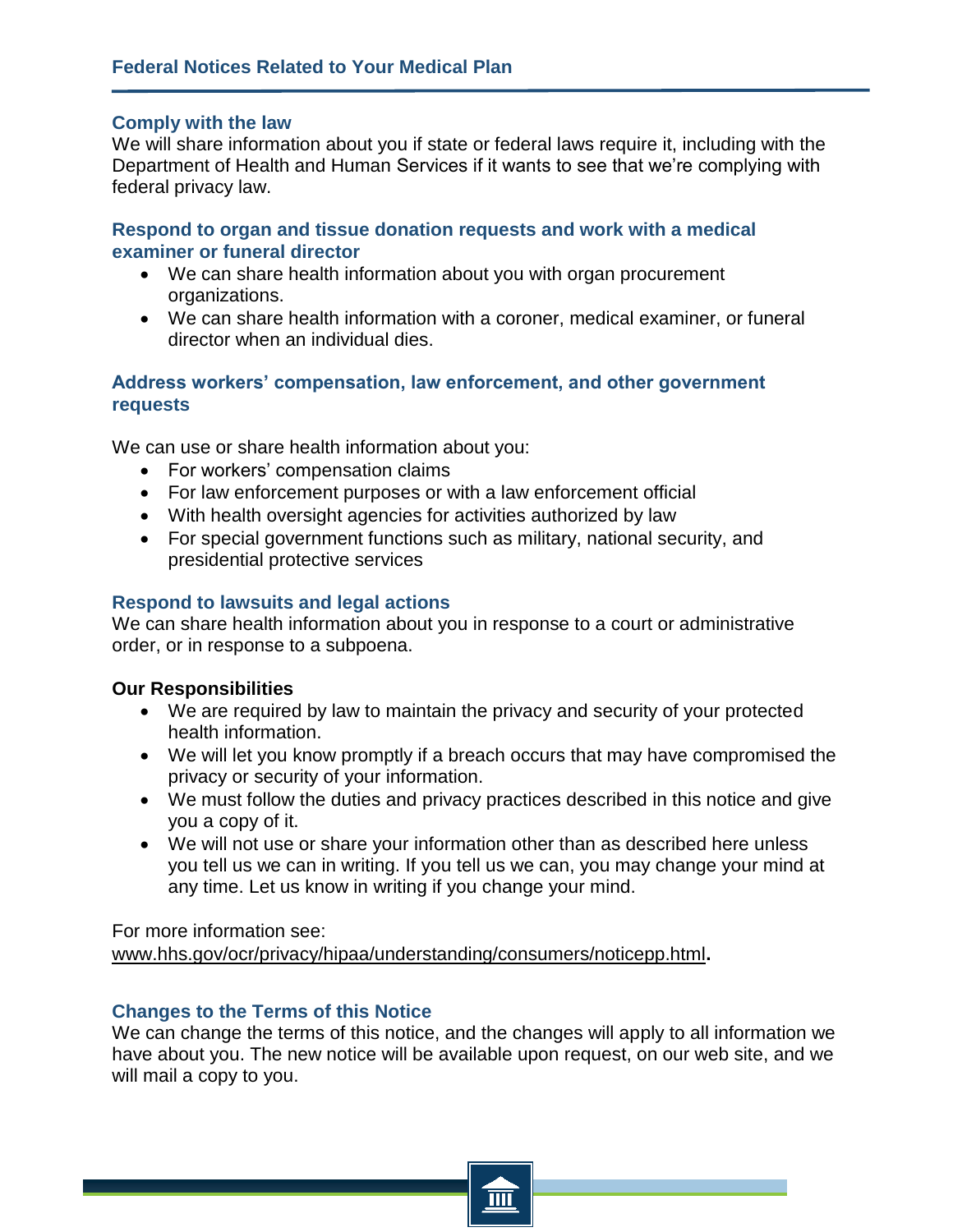### Comply with the law

We will share information about you if state or federal laws require it, including with the Department of Health and Human Services if it wants to see that we're complying with federal privacy law.

### Respond to organ and tissue donation requests and work with a medical examiner or funeral director

- We can share health information about you with organ procurement organizations.
- We can share health information with a coroner, medical examiner, or funeral director when an individual dies.

### Address workers' compensation, law enforcement, and other government requests

We can use or share health information about you:

- For workers' compensation claims
- For law enforcement purposes or with a law enforcement official
- With health oversight agencies for activities authorized by law
- For special government functions such as military, national security, and presidential protective services

### Respond to lawsuits and legal actions

We can share health information about you in response to a court or administrative order, or in response to a subpoena.

**Our Responsibilities**

- We are required by law to maintain the privacy and security of your protected health information.
- We will let you know promptly if a breach occurs that may have compromised the privacy or security of your information.
- We must follow the duties and privacy practices described in this notice and give you a copy of it.
- We will not use or share your information other than as described here unless you tell us we can in writing. If you tell us we can, you may change your mind at any time. Let us know in writing if you change your mind.

For more information see:
www.hhs.gov/ocr/privacy/hipaa/understanding/consumers/noticepp.html.

### Changes to the Terms of this Notice

We can change the terms of this notice, and the changes will apply to all information we have about you. The new notice will be available upon request, on our web site, and we will mail a copy to you.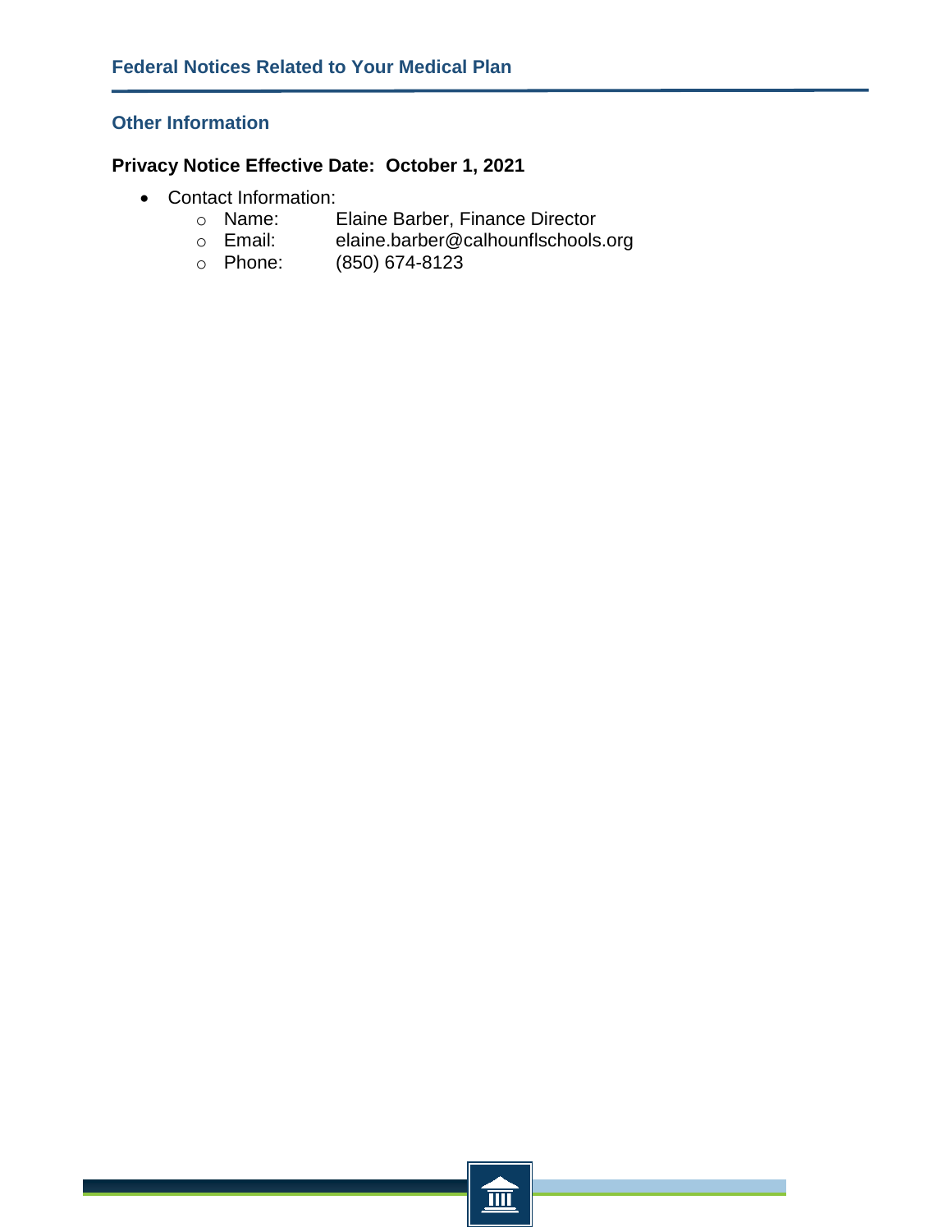## Other Information

**Privacy Notice Effective Date: October 1, 2021**

- Contact Information:
  - Name: Elaine Barber, Finance Director
  - Email: elaine.barber@calhounflschools.org
  - Phone: (850) 674-8123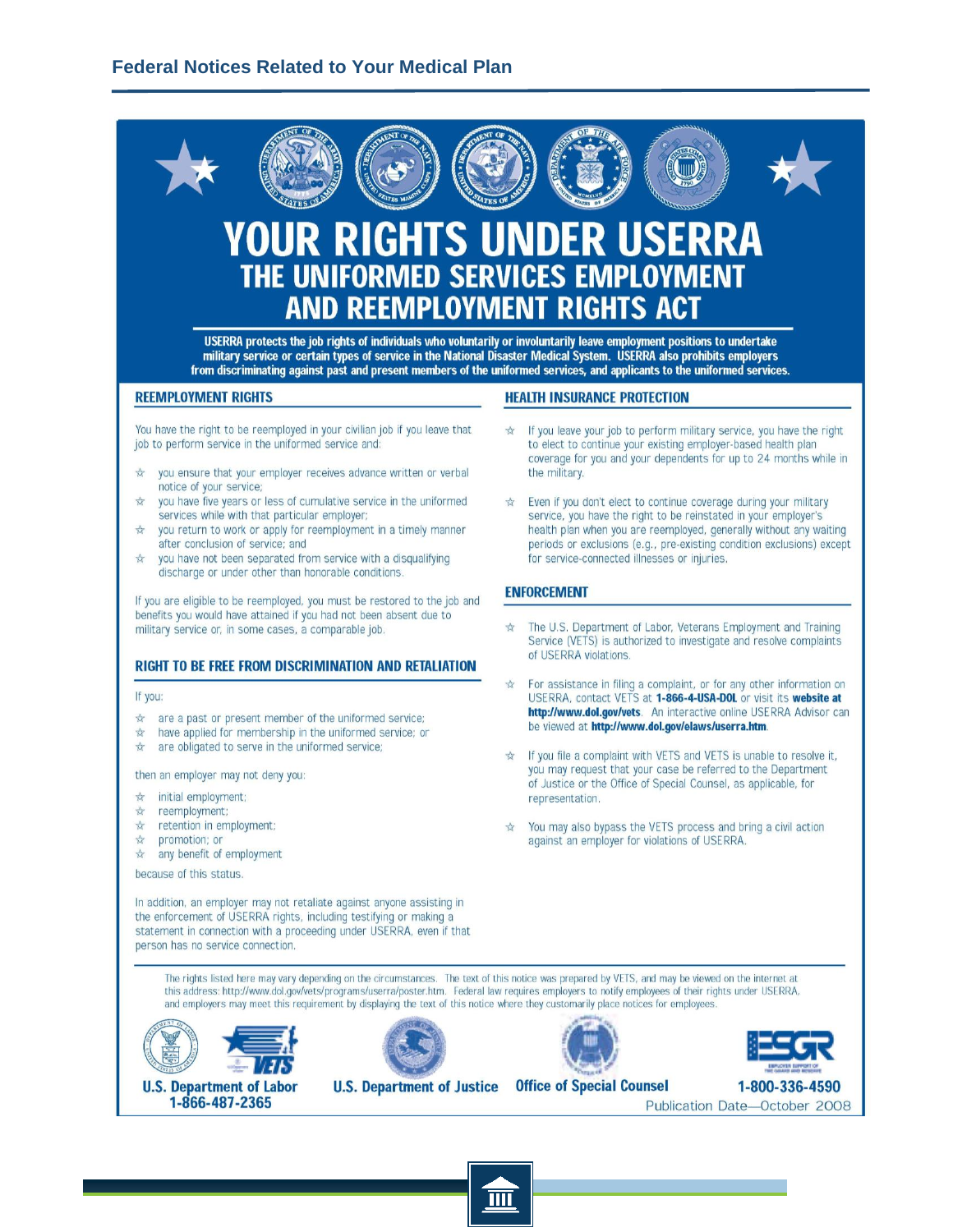## Federal Notices Related to Your Medical Plan

# YOUR RIGHTS UNDER USERRA

## THE UNIFORMED SERVICES EMPLOYMENT AND REEMPLOYMENT RIGHTS ACT

**USERRA protects the job rights of individuals who voluntarily or involuntarily leave employment positions to undertake military service or certain types of service in the National Disaster Medical System. USERRA also prohibits employers from discriminating against past and present members of the uniformed services, and applicants to the uniformed services.**

### REEMPLOYMENT RIGHTS

You have the right to be reemployed in your civilian job if you leave that job to perform service in the uniformed service and:

- ☆ you ensure that your employer receives advance written or verbal notice of your service;
- ☆ you have five years or less of cumulative service in the uniformed services while with that particular employer;
- ☆ you return to work or apply for reemployment in a timely manner after conclusion of service; and
- ☆ you have not been separated from service with a disqualifying discharge or under other than honorable conditions.

If you are eligible to be reemployed, you must be restored to the job and benefits you would have attained if you had not been absent due to military service or, in some cases, a comparable job.

### RIGHT TO BE FREE FROM DISCRIMINATION AND RETALIATION

If you:

- ☆ are a past or present member of the uniformed service;
- ☆ have applied for membership in the uniformed service; or
- ☆ are obligated to serve in the uniformed service;

then an employer may not deny you:

- ☆ initial employment;
- ☆ reemployment;
- ☆ retention in employment;
- ☆ promotion; or
- ☆ any benefit of employment

because of this status.

In addition, an employer may not retaliate against anyone assisting in the enforcement of USERRA rights, including testifying or making a statement in connection with a proceeding under USERRA, even if that person has no service connection.

### HEALTH INSURANCE PROTECTION

- ☆ If you leave your job to perform military service, you have the right to elect to continue your existing employer-based health plan coverage for you and your dependents for up to 24 months while in the military.
- ☆ Even if you don't elect to continue coverage during your military service, you have the right to be reinstated in your employer's health plan when you are reemployed, generally without any waiting periods or exclusions (e.g., pre-existing condition exclusions) except for service-connected illnesses or injuries.

### ENFORCEMENT

- ☆ The U.S. Department of Labor, Veterans Employment and Training Service (VETS) is authorized to investigate and resolve complaints of USERRA violations.
- ☆ For assistance in filing a complaint, or for any other information on USERRA, contact VETS at **1-866-4-USA-DOL** or visit its **website at http://www.dol.gov/vets**. An interactive online USERRA Advisor can be viewed at **http://www.dol.gov/elaws/userra.htm**.
- ☆ If you file a complaint with VETS and VETS is unable to resolve it, you may request that your case be referred to the Department of Justice or the Office of Special Counsel, as applicable, for representation.
- ☆ You may also bypass the VETS process and bring a civil action against an employer for violations of USERRA.

The rights listed here may vary depending on the circumstances. The text of this notice was prepared by VETS, and may be viewed on the internet at this address: http://www.dol.gov/vets/programs/userra/poster.htm. Federal law requires employers to notify employees of their rights under USERRA, and employers may meet this requirement by displaying the text of this notice where they customarily place notices for employees.

**U.S. Department of Labor**
**1-866-487-2365**

**U.S. Department of Justice**

**Office of Special Counsel**

**ESGR**
**1-800-336-4590**

Publication Date—October 2008